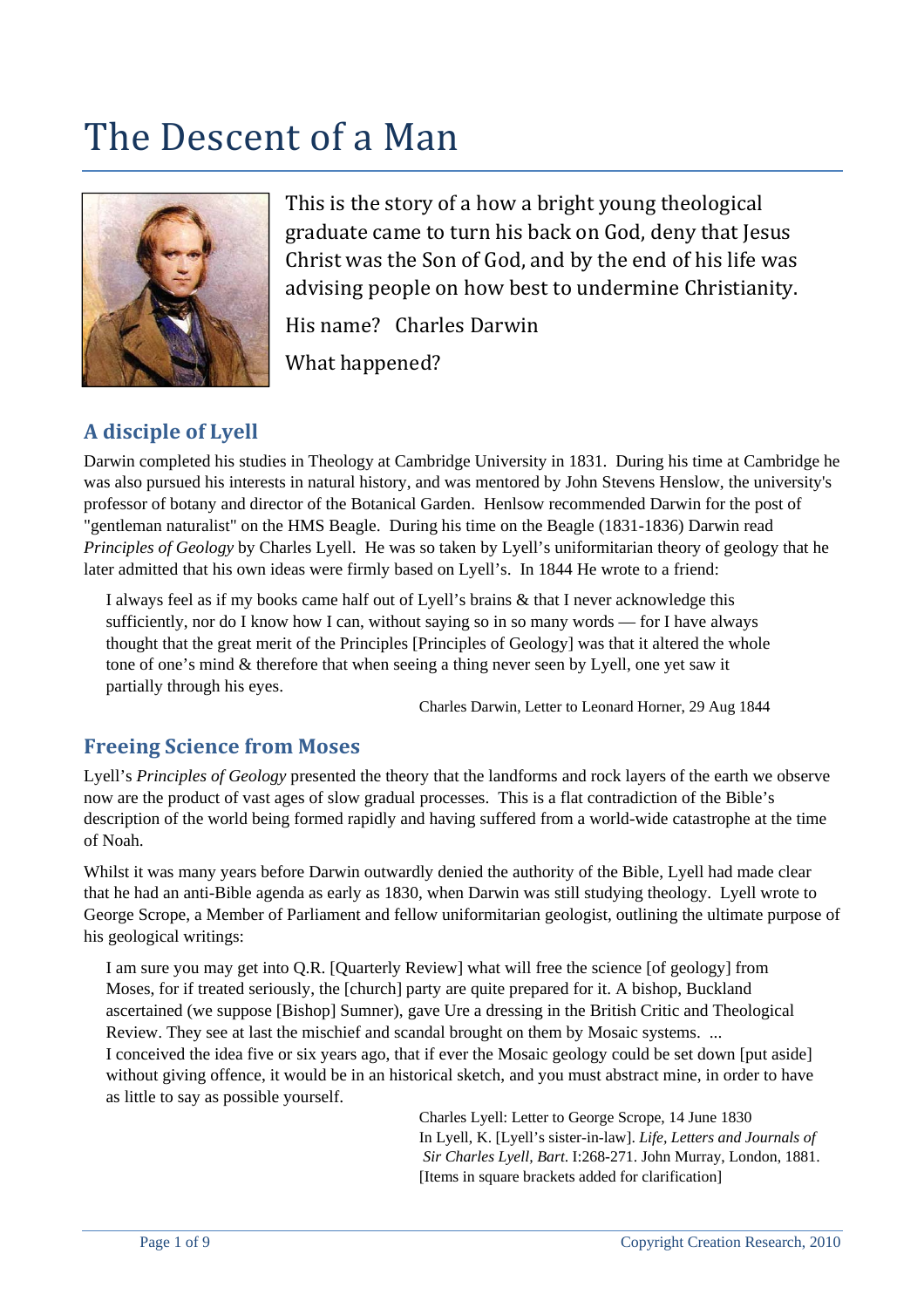# The Descent of a Man

This is the story of a how a bright young theological graduate came to turn his back on God, deny that Jesus Christ was the Son of God, and by the end of his life was advising people on how best to undermine Christianity.

His name? Charles Darwin

What happened?

## A disciple of Lyell

Darwin completed his studies in Theology at Cambridge University in 1831. During his time at Cambridge he was also pursued his interests in natural history, and was mentored by John Stevens Henslow, the university's professor of botany and director of the Botanical Garden. Henlsow recommended Darwin for the post of "gentleman naturalist" on the HMS Beagle. During his time on the Beagle (1831-1836) Darwin read *Principles of Geology* by Charles Lyell. He was so taken by Lyell's uniformitarian theory of geology that he later admitted that his own ideas were firmly based on Lyell's. In 1844 He wrote to a friend:

> I always feel as if my books came half out of Lyell's brains & that I never acknowledge this sufficiently, nor do I know how I can, without saying so in so many words — for I have always thought that the great merit of the Principles [Principles of Geology] was that it altered the whole tone of one's mind & therefore that when seeing a thing never seen by Lyell, one yet saw it partially through his eyes.
>
> Charles Darwin, Letter to Leonard Horner, 29 Aug 1844

## Freeing Science from Moses

Lyell's *Principles of Geology* presented the theory that the landforms and rock layers of the earth we observe now are the product of vast ages of slow gradual processes. This is a flat contradiction of the Bible's description of the world being formed rapidly and having suffered from a world-wide catastrophe at the time of Noah.

Whilst it was many years before Darwin outwardly denied the authority of the Bible, Lyell had made clear that he had an anti-Bible agenda as early as 1830, when Darwin was still studying theology. Lyell wrote to George Scrope, a Member of Parliament and fellow uniformitarian geologist, outlining the ultimate purpose of his geological writings:

> I am sure you may get into Q.R. [Quarterly Review] what will free the science [of geology] from Moses, for if treated seriously, the [church] party are quite prepared for it. A bishop, Buckland ascertained (we suppose [Bishop] Sumner), gave Ure a dressing in the British Critic and Theological Review. They see at last the mischief and scandal brought on them by Mosaic systems. ...
> I conceived the idea five or six years ago, that if ever the Mosaic geology could be set down [put aside] without giving offence, it would be in an historical sketch, and you must abstract mine, in order to have as little to say as possible yourself.
>
> Charles Lyell: Letter to George Scrope, 14 June 1830
> In Lyell, K. [Lyell's sister-in-law]. *Life, Letters and Journals of Sir Charles Lyell, Bart.* I:268-271. John Murray, London, 1881.
> [Items in square brackets added for clarification]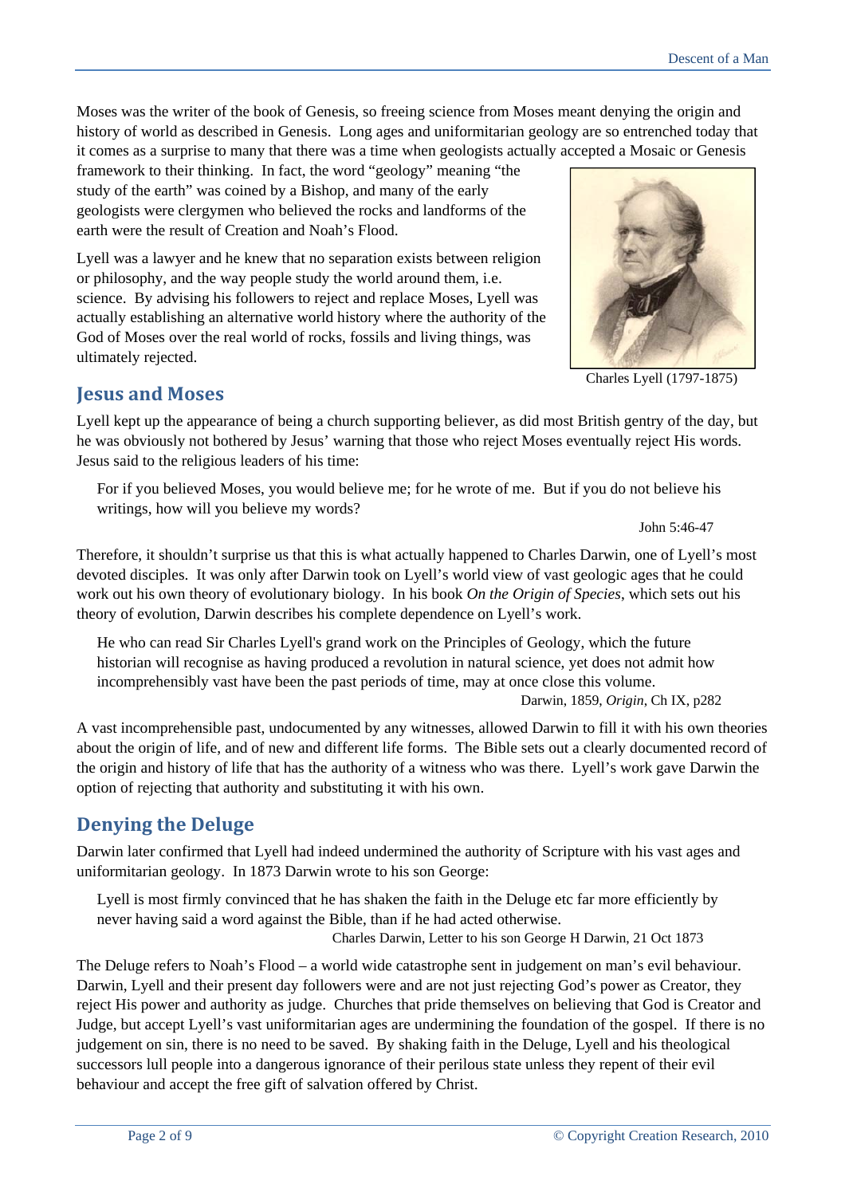Moses was the writer of the book of Genesis, so freeing science from Moses meant denying the origin and history of world as described in Genesis. Long ages and uniformitarian geology are so entrenched today that it comes as a surprise to many that there was a time when geologists actually accepted a Mosaic or Genesis framework to their thinking. In fact, the word "geology" meaning "the study of the earth" was coined by a Bishop, and many of the early geologists were clergymen who believed the rocks and landforms of the earth were the result of Creation and Noah's Flood.

Lyell was a lawyer and he knew that no separation exists between religion or philosophy, and the way people study the world around them, i.e. science. By advising his followers to reject and replace Moses, Lyell was actually establishing an alternative world history where the authority of the God of Moses over the real world of rocks, fossils and living things, was ultimately rejected.

Charles Lyell (1797-1875)

## Jesus and Moses

Lyell kept up the appearance of being a church supporting believer, as did most British gentry of the day, but he was obviously not bothered by Jesus' warning that those who reject Moses eventually reject His words. Jesus said to the religious leaders of his time:

> For if you believed Moses, you would believe me; for he wrote of me. But if you do not believe his writings, how will you believe my words?
>
> John 5:46-47

Therefore, it shouldn't surprise us that this is what actually happened to Charles Darwin, one of Lyell's most devoted disciples. It was only after Darwin took on Lyell's world view of vast geologic ages that he could work out his own theory of evolutionary biology. In his book *On the Origin of Species*, which sets out his theory of evolution, Darwin describes his complete dependence on Lyell's work.

> He who can read Sir Charles Lyell's grand work on the Principles of Geology, which the future historian will recognise as having produced a revolution in natural science, yet does not admit how incomprehensibly vast have been the past periods of time, may at once close this volume.
>
> Darwin, 1859, *Origin*, Ch IX, p282

A vast incomprehensible past, undocumented by any witnesses, allowed Darwin to fill it with his own theories about the origin of life, and of new and different life forms. The Bible sets out a clearly documented record of the origin and history of life that has the authority of a witness who was there. Lyell's work gave Darwin the option of rejecting that authority and substituting it with his own.

## Denying the Deluge

Darwin later confirmed that Lyell had indeed undermined the authority of Scripture with his vast ages and uniformitarian geology. In 1873 Darwin wrote to his son George:

> Lyell is most firmly convinced that he has shaken the faith in the Deluge etc far more efficiently by never having said a word against the Bible, than if he had acted otherwise.
>
> Charles Darwin, Letter to his son George H Darwin, 21 Oct 1873

The Deluge refers to Noah's Flood – a world wide catastrophe sent in judgement on man's evil behaviour. Darwin, Lyell and their present day followers were and are not just rejecting God's power as Creator, they reject His power and authority as judge. Churches that pride themselves on believing that God is Creator and Judge, but accept Lyell's vast uniformitarian ages are undermining the foundation of the gospel. If there is no judgement on sin, there is no need to be saved. By shaking faith in the Deluge, Lyell and his theological successors lull people into a dangerous ignorance of their perilous state unless they repent of their evil behaviour and accept the free gift of salvation offered by Christ.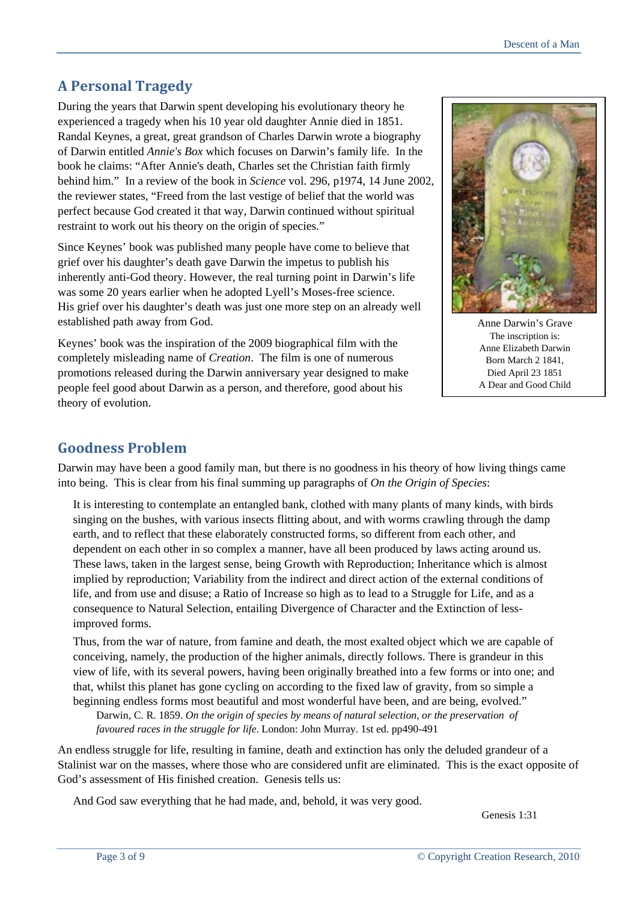## A Personal Tragedy

During the years that Darwin spent developing his evolutionary theory he experienced a tragedy when his 10 year old daughter Annie died in 1851. Randal Keynes, a great, great grandson of Charles Darwin wrote a biography of Darwin entitled *Annie's Box* which focuses on Darwin's family life. In the book he claims: "After Annie's death, Charles set the Christian faith firmly behind him." In a review of the book in *Science* vol. 296, p1974, 14 June 2002, the reviewer states, "Freed from the last vestige of belief that the world was perfect because God created it that way, Darwin continued without spiritual restraint to work out his theory on the origin of species."

Since Keynes' book was published many people have come to believe that grief over his daughter's death gave Darwin the impetus to publish his inherently anti-God theory. However, the real turning point in Darwin's life was some 20 years earlier when he adopted Lyell's Moses-free science. His grief over his daughter's death was just one more step on an already well established path away from God.

Keynes' book was the inspiration of the 2009 biographical film with the completely misleading name of *Creation*. The film is one of numerous promotions released during the Darwin anniversary year designed to make people feel good about Darwin as a person, and therefore, good about his theory of evolution.

Anne Darwin's Grave
The inscription is:
Anne Elizabeth Darwin
Born March 2 1841,
Died April 23 1851
A Dear and Good Child

## Goodness Problem

Darwin may have been a good family man, but there is no goodness in his theory of how living things came into being. This is clear from his final summing up paragraphs of *On the Origin of Species*:

> It is interesting to contemplate an entangled bank, clothed with many plants of many kinds, with birds singing on the bushes, with various insects flitting about, and with worms crawling through the damp earth, and to reflect that these elaborately constructed forms, so different from each other, and dependent on each other in so complex a manner, have all been produced by laws acting around us. These laws, taken in the largest sense, being Growth with Reproduction; Inheritance which is almost implied by reproduction; Variability from the indirect and direct action of the external conditions of life, and from use and disuse; a Ratio of Increase so high as to lead to a Struggle for Life, and as a consequence to Natural Selection, entailing Divergence of Character and the Extinction of less-improved forms.
>
> Thus, from the war of nature, from famine and death, the most exalted object which we are capable of conceiving, namely, the production of the higher animals, directly follows. There is grandeur in this view of life, with its several powers, having been originally breathed into a few forms or into one; and that, whilst this planet has gone cycling on according to the fixed law of gravity, from so simple a beginning endless forms most beautiful and most wonderful have been, and are being, evolved."
>
> Darwin, C. R. 1859. *On the origin of species by means of natural selection, or the preservation of favoured races in the struggle for life*. London: John Murray. 1st ed. pp490-491

An endless struggle for life, resulting in famine, death and extinction has only the deluded grandeur of a Stalinist war on the masses, where those who are considered unfit are eliminated. This is the exact opposite of God's assessment of His finished creation. Genesis tells us:

> And God saw everything that he had made, and, behold, it was very good.
>
> Genesis 1:31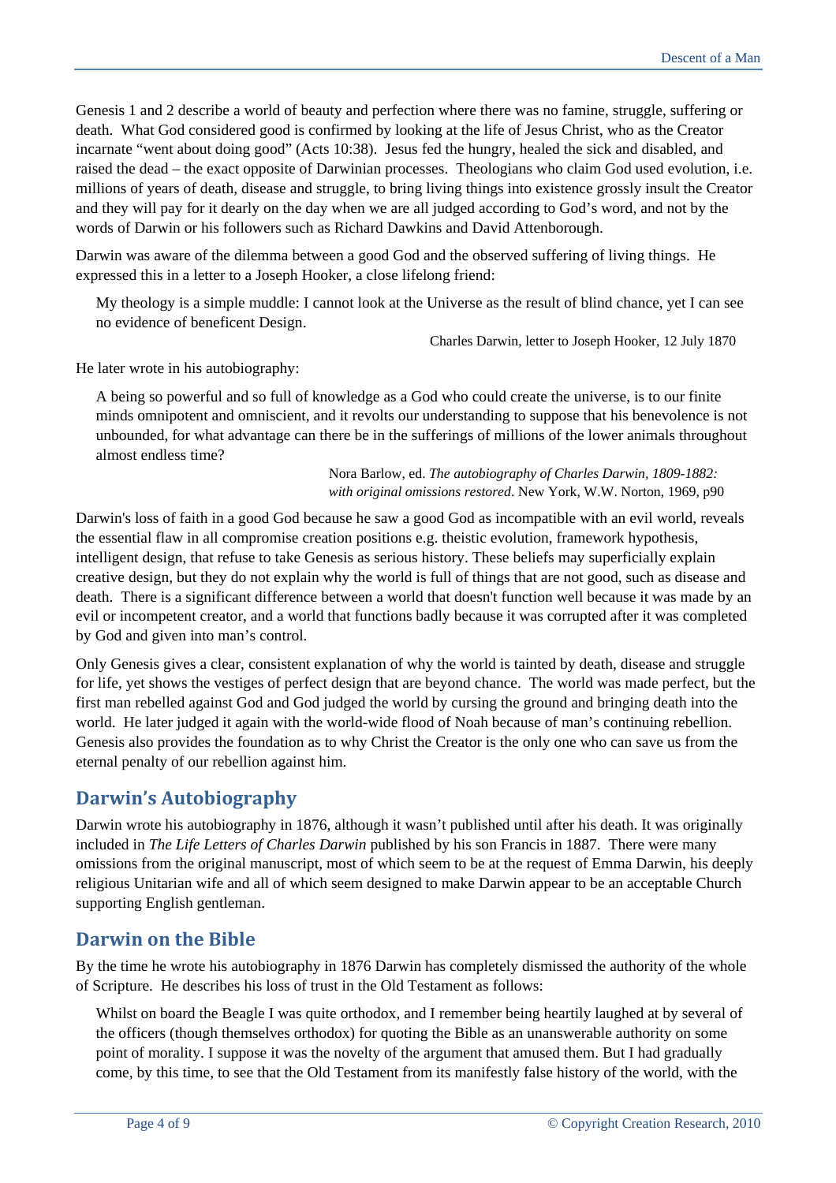Genesis 1 and 2 describe a world of beauty and perfection where there was no famine, struggle, suffering or death. What God considered good is confirmed by looking at the life of Jesus Christ, who as the Creator incarnate "went about doing good" (Acts 10:38). Jesus fed the hungry, healed the sick and disabled, and raised the dead – the exact opposite of Darwinian processes. Theologians who claim God used evolution, i.e. millions of years of death, disease and struggle, to bring living things into existence grossly insult the Creator and they will pay for it dearly on the day when we are all judged according to God's word, and not by the words of Darwin or his followers such as Richard Dawkins and David Attenborough.

Darwin was aware of the dilemma between a good God and the observed suffering of living things. He expressed this in a letter to a Joseph Hooker, a close lifelong friend:

> My theology is a simple muddle: I cannot look at the Universe as the result of blind chance, yet I can see no evidence of beneficent Design.
>
> Charles Darwin, letter to Joseph Hooker, 12 July 1870

He later wrote in his autobiography:

> A being so powerful and so full of knowledge as a God who could create the universe, is to our finite minds omnipotent and omniscient, and it revolts our understanding to suppose that his benevolence is not unbounded, for what advantage can there be in the sufferings of millions of the lower animals throughout almost endless time?
>
> Nora Barlow, ed. *The autobiography of Charles Darwin, 1809-1882: with original omissions restored*. New York, W.W. Norton, 1969, p90

Darwin's loss of faith in a good God because he saw a good God as incompatible with an evil world, reveals the essential flaw in all compromise creation positions e.g. theistic evolution, framework hypothesis, intelligent design, that refuse to take Genesis as serious history. These beliefs may superficially explain creative design, but they do not explain why the world is full of things that are not good, such as disease and death. There is a significant difference between a world that doesn't function well because it was made by an evil or incompetent creator, and a world that functions badly because it was corrupted after it was completed by God and given into man's control.

Only Genesis gives a clear, consistent explanation of why the world is tainted by death, disease and struggle for life, yet shows the vestiges of perfect design that are beyond chance. The world was made perfect, but the first man rebelled against God and God judged the world by cursing the ground and bringing death into the world. He later judged it again with the world-wide flood of Noah because of man's continuing rebellion. Genesis also provides the foundation as to why Christ the Creator is the only one who can save us from the eternal penalty of our rebellion against him.

## Darwin's Autobiography

Darwin wrote his autobiography in 1876, although it wasn't published until after his death. It was originally included in *The Life Letters of Charles Darwin* published by his son Francis in 1887. There were many omissions from the original manuscript, most of which seem to be at the request of Emma Darwin, his deeply religious Unitarian wife and all of which seem designed to make Darwin appear to be an acceptable Church supporting English gentleman.

## Darwin on the Bible

By the time he wrote his autobiography in 1876 Darwin has completely dismissed the authority of the whole of Scripture. He describes his loss of trust in the Old Testament as follows:

> Whilst on board the Beagle I was quite orthodox, and I remember being heartily laughed at by several of the officers (though themselves orthodox) for quoting the Bible as an unanswerable authority on some point of morality. I suppose it was the novelty of the argument that amused them. But I had gradually come, by this time, to see that the Old Testament from its manifestly false history of the world, with the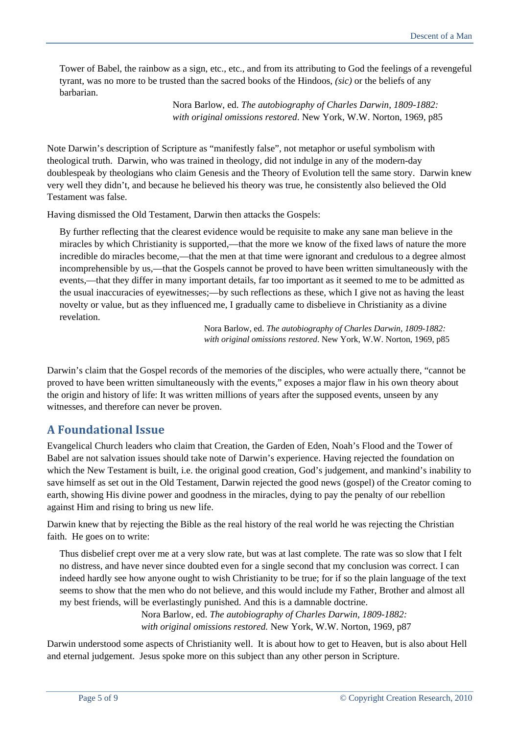> Tower of Babel, the rainbow as a sign, etc., etc., and from its attributing to God the feelings of a revengeful tyrant, was no more to be trusted than the sacred books of the Hindoos, *(sic)* or the beliefs of any barbarian.
>
> Nora Barlow, ed. *The autobiography of Charles Darwin, 1809-1882: with original omissions restored*. New York, W.W. Norton, 1969, p85

Note Darwin's description of Scripture as "manifestly false", not metaphor or useful symbolism with theological truth. Darwin, who was trained in theology, did not indulge in any of the modern-day doublespeak by theologians who claim Genesis and the Theory of Evolution tell the same story. Darwin knew very well they didn't, and because he believed his theory was true, he consistently also believed the Old Testament was false.

Having dismissed the Old Testament, Darwin then attacks the Gospels:

> By further reflecting that the clearest evidence would be requisite to make any sane man believe in the miracles by which Christianity is supported,—that the more we know of the fixed laws of nature the more incredible do miracles become,—that the men at that time were ignorant and credulous to a degree almost incomprehensible by us,—that the Gospels cannot be proved to have been written simultaneously with the events,—that they differ in many important details, far too important as it seemed to me to be admitted as the usual inaccuracies of eyewitnesses;—by such reflections as these, which I give not as having the least novelty or value, but as they influenced me, I gradually came to disbelieve in Christianity as a divine revelation.
>
> Nora Barlow, ed. *The autobiography of Charles Darwin, 1809-1882: with original omissions restored*. New York, W.W. Norton, 1969, p85

Darwin's claim that the Gospel records of the memories of the disciples, who were actually there, "cannot be proved to have been written simultaneously with the events," exposes a major flaw in his own theory about the origin and history of life: It was written millions of years after the supposed events, unseen by any witnesses, and therefore can never be proven.

## A Foundational Issue

Evangelical Church leaders who claim that Creation, the Garden of Eden, Noah's Flood and the Tower of Babel are not salvation issues should take note of Darwin's experience. Having rejected the foundation on which the New Testament is built, i.e. the original good creation, God's judgement, and mankind's inability to save himself as set out in the Old Testament, Darwin rejected the good news (gospel) of the Creator coming to earth, showing His divine power and goodness in the miracles, dying to pay the penalty of our rebellion against Him and rising to bring us new life.

Darwin knew that by rejecting the Bible as the real history of the real world he was rejecting the Christian faith. He goes on to write:

> Thus disbelief crept over me at a very slow rate, but was at last complete. The rate was so slow that I felt no distress, and have never since doubted even for a single second that my conclusion was correct. I can indeed hardly see how anyone ought to wish Christianity to be true; for if so the plain language of the text seems to show that the men who do not believe, and this would include my Father, Brother and almost all my best friends, will be everlastingly punished. And this is a damnable doctrine.
>
> Nora Barlow, ed. *The autobiography of Charles Darwin, 1809-1882: with original omissions restored.* New York, W.W. Norton, 1969, p87

Darwin understood some aspects of Christianity well. It is about how to get to Heaven, but is also about Hell and eternal judgement. Jesus spoke more on this subject than any other person in Scripture.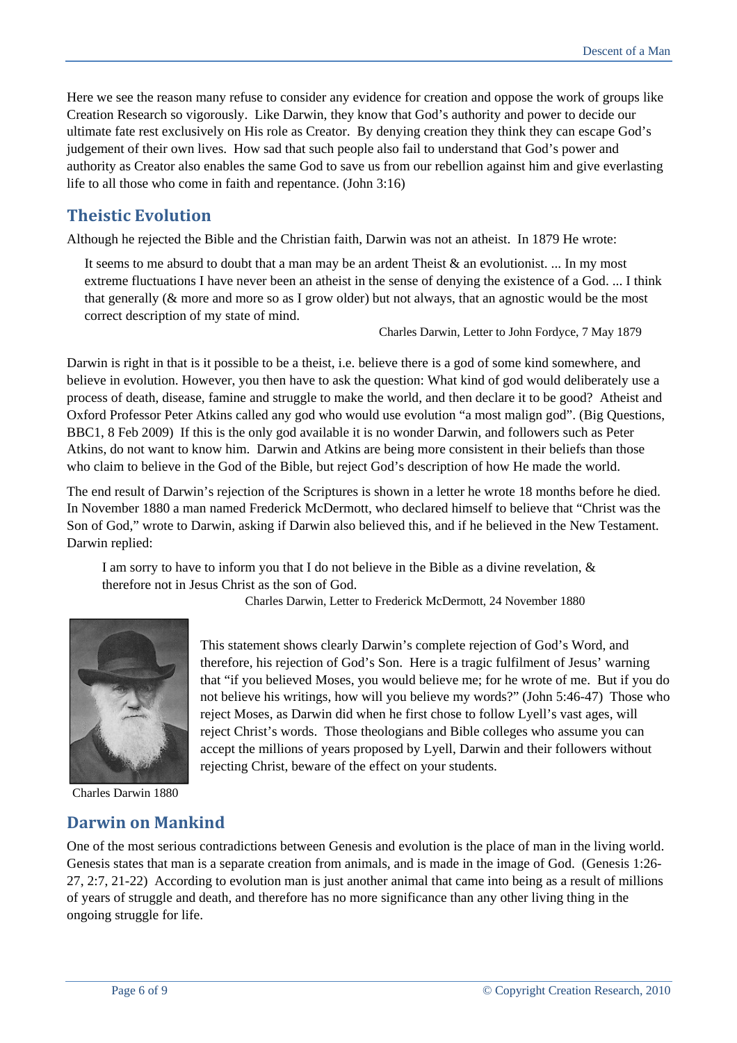Here we see the reason many refuse to consider any evidence for creation and oppose the work of groups like Creation Research so vigorously. Like Darwin, they know that God's authority and power to decide our ultimate fate rest exclusively on His role as Creator. By denying creation they think they can escape God's judgement of their own lives. How sad that such people also fail to understand that God's power and authority as Creator also enables the same God to save us from our rebellion against him and give everlasting life to all those who come in faith and repentance. (John 3:16)

## Theistic Evolution

Although he rejected the Bible and the Christian faith, Darwin was not an atheist. In 1879 He wrote:

> It seems to me absurd to doubt that a man may be an ardent Theist & an evolutionist. ... In my most extreme fluctuations I have never been an atheist in the sense of denying the existence of a God. ... I think that generally (& more and more so as I grow older) but not always, that an agnostic would be the most correct description of my state of mind.
>
> Charles Darwin, Letter to John Fordyce, 7 May 1879

Darwin is right in that is it possible to be a theist, i.e. believe there is a god of some kind somewhere, and believe in evolution. However, you then have to ask the question: What kind of god would deliberately use a process of death, disease, famine and struggle to make the world, and then declare it to be good? Atheist and Oxford Professor Peter Atkins called any god who would use evolution "a most malign god". (Big Questions, BBC1, 8 Feb 2009) If this is the only god available it is no wonder Darwin, and followers such as Peter Atkins, do not want to know him. Darwin and Atkins are being more consistent in their beliefs than those who claim to believe in the God of the Bible, but reject God's description of how He made the world.

The end result of Darwin's rejection of the Scriptures is shown in a letter he wrote 18 months before he died. In November 1880 a man named Frederick McDermott, who declared himself to believe that "Christ was the Son of God," wrote to Darwin, asking if Darwin also believed this, and if he believed in the New Testament. Darwin replied:

> I am sorry to have to inform you that I do not believe in the Bible as a divine revelation, & therefore not in Jesus Christ as the son of God.
>
> Charles Darwin, Letter to Frederick McDermott, 24 November 1880

Charles Darwin 1880

This statement shows clearly Darwin's complete rejection of God's Word, and therefore, his rejection of God's Son. Here is a tragic fulfilment of Jesus' warning that "if you believed Moses, you would believe me; for he wrote of me. But if you do not believe his writings, how will you believe my words?" (John 5:46-47) Those who reject Moses, as Darwin did when he first chose to follow Lyell's vast ages, will reject Christ's words. Those theologians and Bible colleges who assume you can accept the millions of years proposed by Lyell, Darwin and their followers without rejecting Christ, beware of the effect on your students.

## Darwin on Mankind

One of the most serious contradictions between Genesis and evolution is the place of man in the living world. Genesis states that man is a separate creation from animals, and is made in the image of God. (Genesis 1:26-27, 2:7, 21-22) According to evolution man is just another animal that came into being as a result of millions of years of struggle and death, and therefore has no more significance than any other living thing in the ongoing struggle for life.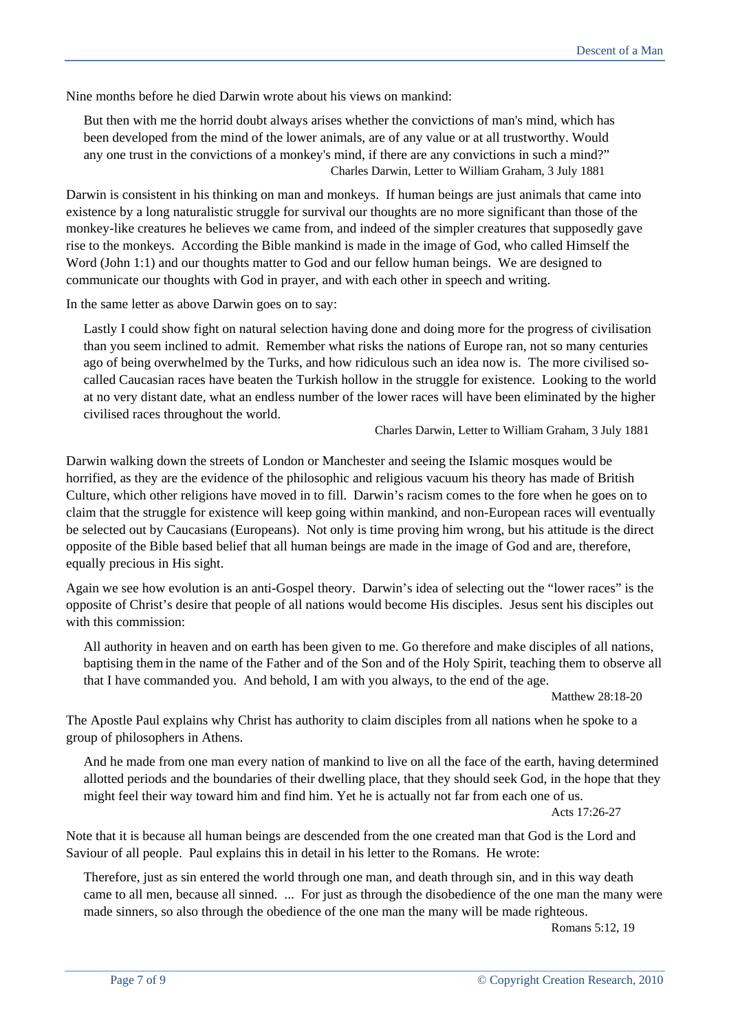Nine months before he died Darwin wrote about his views on mankind:

> But then with me the horrid doubt always arises whether the convictions of man's mind, which has been developed from the mind of the lower animals, are of any value or at all trustworthy. Would any one trust in the convictions of a monkey's mind, if there are any convictions in such a mind?"
>
> Charles Darwin, Letter to William Graham, 3 July 1881

Darwin is consistent in his thinking on man and monkeys. If human beings are just animals that came into existence by a long naturalistic struggle for survival our thoughts are no more significant than those of the monkey-like creatures he believes we came from, and indeed of the simpler creatures that supposedly gave rise to the monkeys. According the Bible mankind is made in the image of God, who called Himself the Word (John 1:1) and our thoughts matter to God and our fellow human beings. We are designed to communicate our thoughts with God in prayer, and with each other in speech and writing.

In the same letter as above Darwin goes on to say:

> Lastly I could show fight on natural selection having done and doing more for the progress of civilisation than you seem inclined to admit. Remember what risks the nations of Europe ran, not so many centuries ago of being overwhelmed by the Turks, and how ridiculous such an idea now is. The more civilised so-called Caucasian races have beaten the Turkish hollow in the struggle for existence. Looking to the world at no very distant date, what an endless number of the lower races will have been eliminated by the higher civilised races throughout the world.
>
> Charles Darwin, Letter to William Graham, 3 July 1881

Darwin walking down the streets of London or Manchester and seeing the Islamic mosques would be horrified, as they are the evidence of the philosophic and religious vacuum his theory has made of British Culture, which other religions have moved in to fill. Darwin's racism comes to the fore when he goes on to claim that the struggle for existence will keep going within mankind, and non-European races will eventually be selected out by Caucasians (Europeans). Not only is time proving him wrong, but his attitude is the direct opposite of the Bible based belief that all human beings are made in the image of God and are, therefore, equally precious in His sight.

Again we see how evolution is an anti-Gospel theory. Darwin's idea of selecting out the "lower races" is the opposite of Christ's desire that people of all nations would become His disciples. Jesus sent his disciples out with this commission:

> All authority in heaven and on earth has been given to me. Go therefore and make disciples of all nations, baptising them in the name of the Father and of the Son and of the Holy Spirit, teaching them to observe all that I have commanded you. And behold, I am with you always, to the end of the age.
>
> Matthew 28:18-20

The Apostle Paul explains why Christ has authority to claim disciples from all nations when he spoke to a group of philosophers in Athens.

> And he made from one man every nation of mankind to live on all the face of the earth, having determined allotted periods and the boundaries of their dwelling place, that they should seek God, in the hope that they might feel their way toward him and find him. Yet he is actually not far from each one of us.
>
> Acts 17:26-27

Note that it is because all human beings are descended from the one created man that God is the Lord and Saviour of all people. Paul explains this in detail in his letter to the Romans. He wrote:

> Therefore, just as sin entered the world through one man, and death through sin, and in this way death came to all men, because all sinned. ... For just as through the disobedience of the one man the many were made sinners, so also through the obedience of the one man the many will be made righteous.
>
> Romans 5:12, 19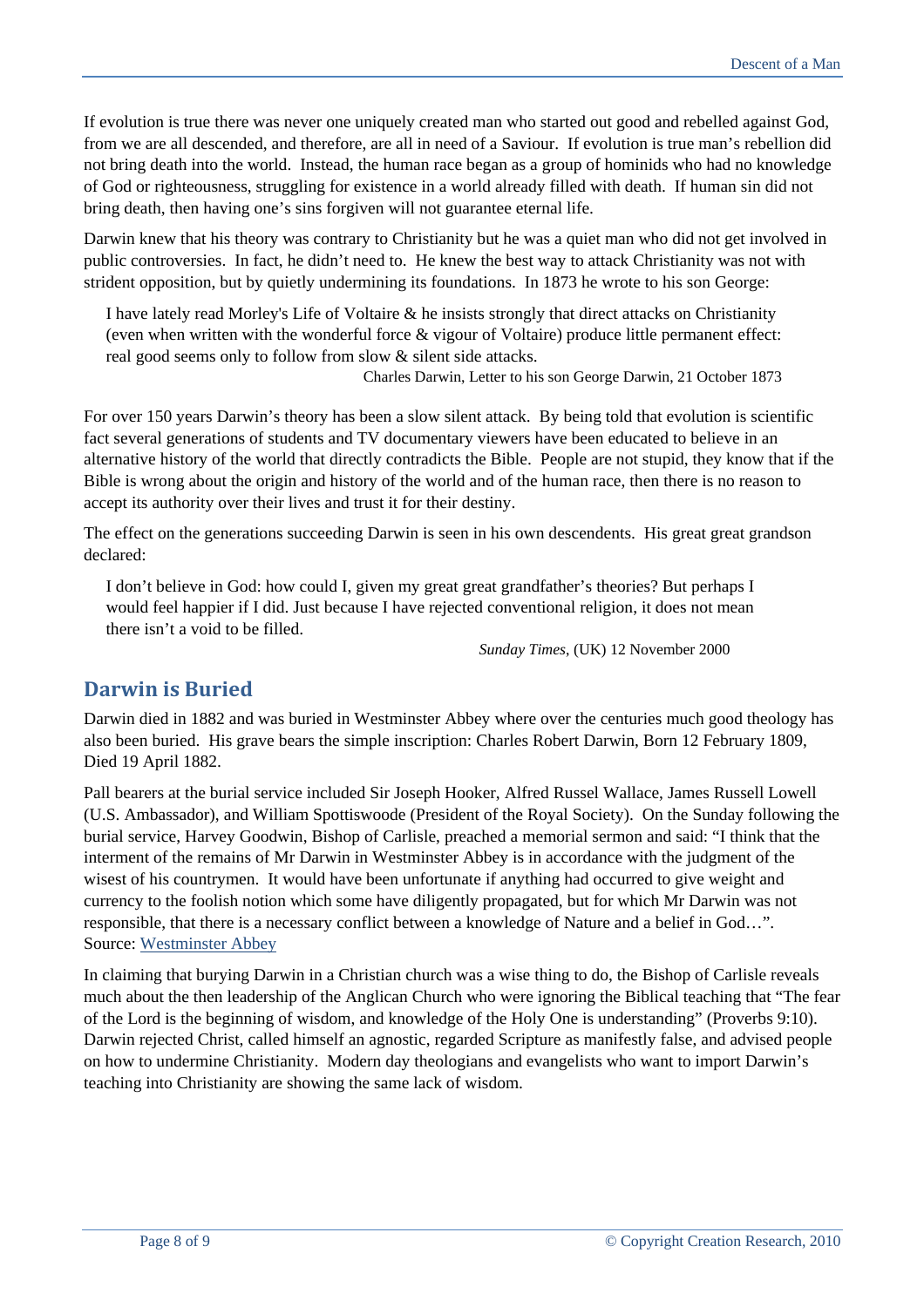If evolution is true there was never one uniquely created man who started out good and rebelled against God, from we are all descended, and therefore, are all in need of a Saviour. If evolution is true man's rebellion did not bring death into the world. Instead, the human race began as a group of hominids who had no knowledge of God or righteousness, struggling for existence in a world already filled with death. If human sin did not bring death, then having one's sins forgiven will not guarantee eternal life.

Darwin knew that his theory was contrary to Christianity but he was a quiet man who did not get involved in public controversies. In fact, he didn't need to. He knew the best way to attack Christianity was not with strident opposition, but by quietly undermining its foundations. In 1873 he wrote to his son George:

> I have lately read Morley's Life of Voltaire & he insists strongly that direct attacks on Christianity (even when written with the wonderful force & vigour of Voltaire) produce little permanent effect: real good seems only to follow from slow & silent side attacks.
>
> Charles Darwin, Letter to his son George Darwin, 21 October 1873

For over 150 years Darwin's theory has been a slow silent attack. By being told that evolution is scientific fact several generations of students and TV documentary viewers have been educated to believe in an alternative history of the world that directly contradicts the Bible. People are not stupid, they know that if the Bible is wrong about the origin and history of the world and of the human race, then there is no reason to accept its authority over their lives and trust it for their destiny.

The effect on the generations succeeding Darwin is seen in his own descendents. His great great grandson declared:

> I don't believe in God: how could I, given my great great grandfather's theories? But perhaps I would feel happier if I did. Just because I have rejected conventional religion, it does not mean there isn't a void to be filled.
>
> *Sunday Times*, (UK) 12 November 2000

## Darwin is Buried

Darwin died in 1882 and was buried in Westminster Abbey where over the centuries much good theology has also been buried. His grave bears the simple inscription: Charles Robert Darwin, Born 12 February 1809, Died 19 April 1882.

Pall bearers at the burial service included Sir Joseph Hooker, Alfred Russel Wallace, James Russell Lowell (U.S. Ambassador), and William Spottiswoode (President of the Royal Society). On the Sunday following the burial service, Harvey Goodwin, Bishop of Carlisle, preached a memorial sermon and said: "I think that the interment of the remains of Mr Darwin in Westminster Abbey is in accordance with the judgment of the wisest of his countrymen. It would have been unfortunate if anything had occurred to give weight and currency to the foolish notion which some have diligently propagated, but for which Mr Darwin was not responsible, that there is a necessary conflict between a knowledge of Nature and a belief in God…". Source: Westminster Abbey

In claiming that burying Darwin in a Christian church was a wise thing to do, the Bishop of Carlisle reveals much about the then leadership of the Anglican Church who were ignoring the Biblical teaching that "The fear of the Lord is the beginning of wisdom, and knowledge of the Holy One is understanding" (Proverbs 9:10). Darwin rejected Christ, called himself an agnostic, regarded Scripture as manifestly false, and advised people on how to undermine Christianity. Modern day theologians and evangelists who want to import Darwin's teaching into Christianity are showing the same lack of wisdom.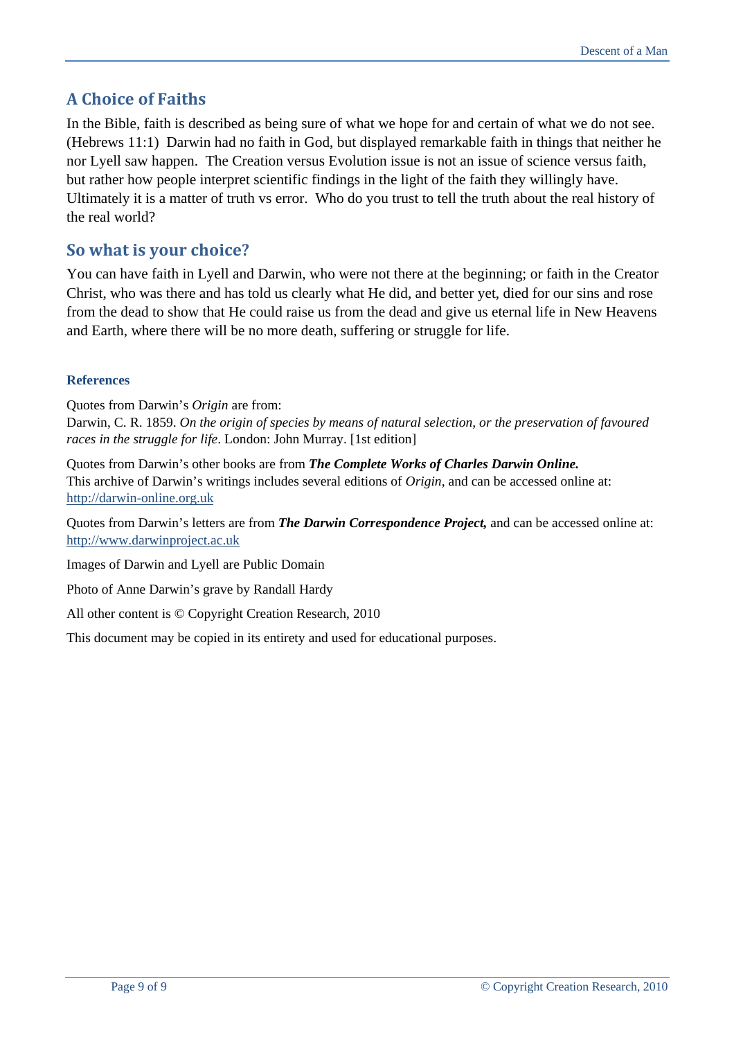## A Choice of Faiths

In the Bible, faith is described as being sure of what we hope for and certain of what we do not see. (Hebrews 11:1) Darwin had no faith in God, but displayed remarkable faith in things that neither he nor Lyell saw happen. The Creation versus Evolution issue is not an issue of science versus faith, but rather how people interpret scientific findings in the light of the faith they willingly have. Ultimately it is a matter of truth vs error. Who do you trust to tell the truth about the real history of the real world?

## So what is your choice?

You can have faith in Lyell and Darwin, who were not there at the beginning; or faith in the Creator Christ, who was there and has told us clearly what He did, and better yet, died for our sins and rose from the dead to show that He could raise us from the dead and give us eternal life in New Heavens and Earth, where there will be no more death, suffering or struggle for life.

#### References

Quotes from Darwin's *Origin* are from:
Darwin, C. R. 1859. *On the origin of species by means of natural selection, or the preservation of favoured races in the struggle for life*. London: John Murray. [1st edition]

Quotes from Darwin's other books are from ***The Complete Works of Charles Darwin Online.***
This archive of Darwin's writings includes several editions of *Origin*, and can be accessed online at: http://darwin-online.org.uk

Quotes from Darwin's letters are from ***The Darwin Correspondence Project,*** and can be accessed online at: http://www.darwinproject.ac.uk

Images of Darwin and Lyell are Public Domain

Photo of Anne Darwin's grave by Randall Hardy

All other content is © Copyright Creation Research, 2010

This document may be copied in its entirety and used for educational purposes.